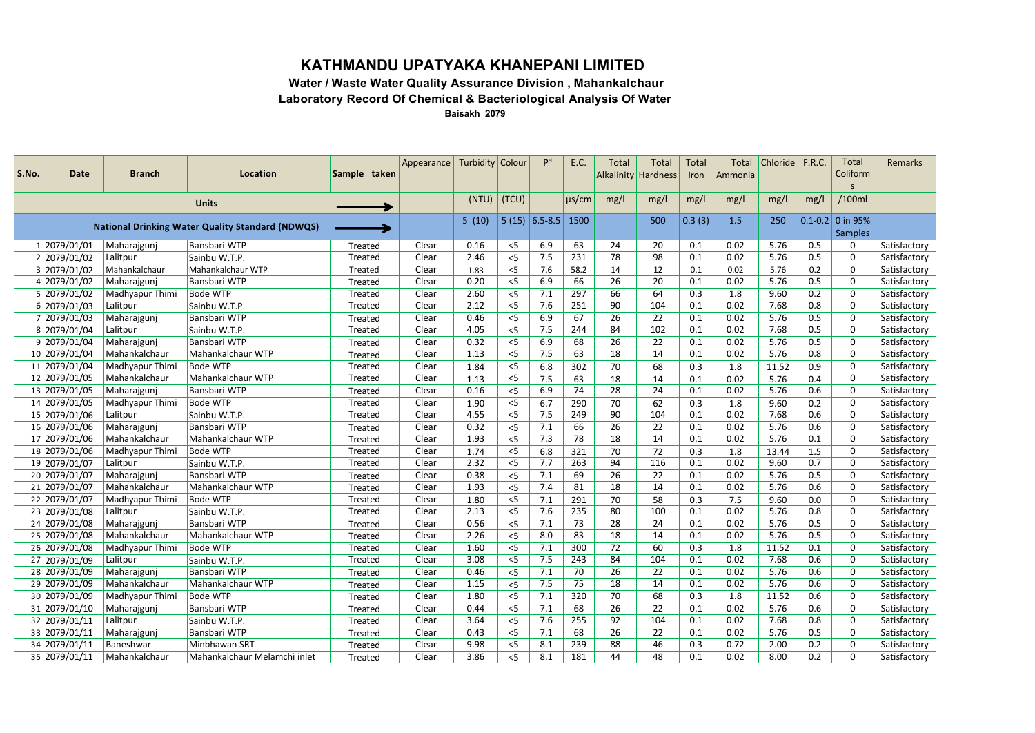# KATHMANDU UPATYAKA KHANEPANI LIMITED

## Water / Waste Water Quality Assurance Division , Mahankalchaur

## Laboratory Record Of Chemical & Bacteriological Analysis Of Water

**Baisakh 2079**

| S.No. | Date | Branch | Location | Sample taken | Appearance | Turbidity | Colour | $P^H$ | E.C. | Total Alkalinity | Total Hardness | Total Iron | Total Ammonia | Chloride | F.R.C. | Total Coliforms | Remarks |
|---|---|---|---|---|---|---|---|---|---|---|---|---|---|---|---|---|---|
| Units | | | | ⟶ | | (NTU) | (TCU) | | µs/cm | mg/l | mg/l | mg/l | mg/l | mg/l | mg/l | /100ml | |
| National Drinking Water Quality Standard (NDWQS) | | | | ⟶ | | 5 (10) | 5 (15) | 6.5-8.5 | 1500 | | 500 | 0.3 (3) | 1.5 | 250 | 0.1-0.2 | 0 in 95% Samples | |
| 1 | 2079/01/01 | Maharajgunj | Bansbari WTP | Treated | Clear | 0.16 | <5 | 6.9 | 63 | 24 | 20 | 0.1 | 0.02 | 5.76 | 0.5 | 0 | Satisfactory |
| 2 | 2079/01/02 | Lalitpur | Sainbu W.T.P. | Treated | Clear | 2.46 | <5 | 7.5 | 231 | 78 | 98 | 0.1 | 0.02 | 5.76 | 0.5 | 0 | Satisfactory |
| 3 | 2079/01/02 | Mahankalchaur | Mahankalchaur WTP | Treated | Clear | 1.83 | <5 | 7.6 | 58.2 | 14 | 12 | 0.1 | 0.02 | 5.76 | 0.2 | 0 | Satisfactory |
| 4 | 2079/01/02 | Maharajgunj | Bansbari WTP | Treated | Clear | 0.20 | <5 | 6.9 | 66 | 26 | 20 | 0.1 | 0.02 | 5.76 | 0.5 | 0 | Satisfactory |
| 5 | 2079/01/02 | Madhyapur Thimi | Bode WTP | Treated | Clear | 2.60 | <5 | 7.1 | 297 | 66 | 64 | 0.3 | 1.8 | 9.60 | 0.2 | 0 | Satisfactory |
| 6 | 2079/01/03 | Lalitpur | Sainbu W.T.P. | Treated | Clear | 2.12 | <5 | 7.6 | 251 | 90 | 104 | 0.1 | 0.02 | 7.68 | 0.8 | 0 | Satisfactory |
| 7 | 2079/01/03 | Maharajgunj | Bansbari WTP | Treated | Clear | 0.46 | <5 | 6.9 | 67 | 26 | 22 | 0.1 | 0.02 | 5.76 | 0.5 | 0 | Satisfactory |
| 8 | 2079/01/04 | Lalitpur | Sainbu W.T.P. | Treated | Clear | 4.05 | <5 | 7.5 | 244 | 84 | 102 | 0.1 | 0.02 | 7.68 | 0.5 | 0 | Satisfactory |
| 9 | 2079/01/04 | Maharajgunj | Bansbari WTP | Treated | Clear | 0.32 | <5 | 6.9 | 68 | 26 | 22 | 0.1 | 0.02 | 5.76 | 0.5 | 0 | Satisfactory |
| 10 | 2079/01/04 | Mahankalchaur | Mahankalchaur WTP | Treated | Clear | 1.13 | <5 | 7.5 | 63 | 18 | 14 | 0.1 | 0.02 | 5.76 | 0.8 | 0 | Satisfactory |
| 11 | 2079/01/04 | Madhyapur Thimi | Bode WTP | Treated | Clear | 1.84 | <5 | 6.8 | 302 | 70 | 68 | 0.3 | 1.8 | 11.52 | 0.9 | 0 | Satisfactory |
| 12 | 2079/01/05 | Mahankalchaur | Mahankalchaur WTP | Treated | Clear | 1.13 | <5 | 7.5 | 63 | 18 | 14 | 0.1 | 0.02 | 5.76 | 0.4 | 0 | Satisfactory |
| 13 | 2079/01/05 | Maharajgunj | Bansbari WTP | Treated | Clear | 0.16 | <5 | 6.9 | 74 | 28 | 24 | 0.1 | 0.02 | 5.76 | 0.6 | 0 | Satisfactory |
| 14 | 2079/01/05 | Madhyapur Thimi | Bode WTP | Treated | Clear | 1.90 | <5 | 6.7 | 290 | 70 | 62 | 0.3 | 1.8 | 9.60 | 0.2 | 0 | Satisfactory |
| 15 | 2079/01/06 | Lalitpur | Sainbu W.T.P. | Treated | Clear | 4.55 | <5 | 7.5 | 249 | 90 | 104 | 0.1 | 0.02 | 7.68 | 0.6 | 0 | Satisfactory |
| 16 | 2079/01/06 | Maharajgunj | Bansbari WTP | Treated | Clear | 0.32 | <5 | 7.1 | 66 | 26 | 22 | 0.1 | 0.02 | 5.76 | 0.6 | 0 | Satisfactory |
| 17 | 2079/01/06 | Mahankalchaur | Mahankalchaur WTP | Treated | Clear | 1.93 | <5 | 7.3 | 78 | 18 | 14 | 0.1 | 0.02 | 5.76 | 0.1 | 0 | Satisfactory |
| 18 | 2079/01/06 | Madhyapur Thimi | Bode WTP | Treated | Clear | 1.74 | <5 | 6.8 | 321 | 70 | 72 | 0.3 | 1.8 | 13.44 | 1.5 | 0 | Satisfactory |
| 19 | 2079/01/07 | Lalitpur | Sainbu W.T.P. | Treated | Clear | 2.32 | <5 | 7.7 | 263 | 94 | 116 | 0.1 | 0.02 | 9.60 | 0.7 | 0 | Satisfactory |
| 20 | 2079/01/07 | Maharajgunj | Bansbari WTP | Treated | Clear | 0.38 | <5 | 7.1 | 69 | 26 | 22 | 0.1 | 0.02 | 5.76 | 0.5 | 0 | Satisfactory |
| 21 | 2079/01/07 | Mahankalchaur | Mahankalchaur WTP | Treated | Clear | 1.93 | <5 | 7.4 | 81 | 18 | 14 | 0.1 | 0.02 | 5.76 | 0.6 | 0 | Satisfactory |
| 22 | 2079/01/07 | Madhyapur Thimi | Bode WTP | Treated | Clear | 1.80 | <5 | 7.1 | 291 | 70 | 58 | 0.3 | 7.5 | 9.60 | 0.0 | 0 | Satisfactory |
| 23 | 2079/01/08 | Lalitpur | Sainbu W.T.P. | Treated | Clear | 2.13 | <5 | 7.6 | 235 | 80 | 100 | 0.1 | 0.02 | 5.76 | 0.8 | 0 | Satisfactory |
| 24 | 2079/01/08 | Maharajgunj | Bansbari WTP | Treated | Clear | 0.56 | <5 | 7.1 | 73 | 28 | 24 | 0.1 | 0.02 | 5.76 | 0.5 | 0 | Satisfactory |
| 25 | 2079/01/08 | Mahankalchaur | Mahankalchaur WTP | Treated | Clear | 2.26 | <5 | 8.0 | 83 | 18 | 14 | 0.1 | 0.02 | 5.76 | 0.5 | 0 | Satisfactory |
| 26 | 2079/01/08 | Madhyapur Thimi | Bode WTP | Treated | Clear | 1.60 | <5 | 7.1 | 300 | 72 | 60 | 0.3 | 1.8 | 11.52 | 0.1 | 0 | Satisfactory |
| 27 | 2079/01/09 | Lalitpur | Sainbu W.T.P. | Treated | Clear | 3.08 | <5 | 7.5 | 243 | 84 | 104 | 0.1 | 0.02 | 7.68 | 0.6 | 0 | Satisfactory |
| 28 | 2079/01/09 | Maharajgunj | Bansbari WTP | Treated | Clear | 0.46 | <5 | 7.1 | 70 | 26 | 22 | 0.1 | 0.02 | 5.76 | 0.6 | 0 | Satisfactory |
| 29 | 2079/01/09 | Mahankalchaur | Mahankalchaur WTP | Treated | Clear | 1.15 | <5 | 7.5 | 75 | 18 | 14 | 0.1 | 0.02 | 5.76 | 0.6 | 0 | Satisfactory |
| 30 | 2079/01/09 | Madhyapur Thimi | Bode WTP | Treated | Clear | 1.80 | <5 | 7.1 | 320 | 70 | 68 | 0.3 | 1.8 | 11.52 | 0.6 | 0 | Satisfactory |
| 31 | 2079/01/10 | Maharajgunj | Bansbari WTP | Treated | Clear | 0.44 | <5 | 7.1 | 68 | 26 | 22 | 0.1 | 0.02 | 5.76 | 0.6 | 0 | Satisfactory |
| 32 | 2079/01/11 | Lalitpur | Sainbu W.T.P. | Treated | Clear | 3.64 | <5 | 7.6 | 255 | 92 | 104 | 0.1 | 0.02 | 7.68 | 0.8 | 0 | Satisfactory |
| 33 | 2079/01/11 | Maharajgunj | Bansbari WTP | Treated | Clear | 0.43 | <5 | 7.1 | 68 | 26 | 22 | 0.1 | 0.02 | 5.76 | 0.5 | 0 | Satisfactory |
| 34 | 2079/01/11 | Baneshwar | Minbhawan SRT | Treated | Clear | 9.98 | <5 | 8.1 | 239 | 88 | 46 | 0.3 | 0.72 | 2.00 | 0.2 | 0 | Satisfactory |
| 35 | 2079/01/11 | Mahankalchaur | Mahankalchaur Melamchi inlet | Treated | Clear | 3.86 | <5 | 8.1 | 181 | 44 | 48 | 0.1 | 0.02 | 8.00 | 0.2 | 0 | Satisfactory |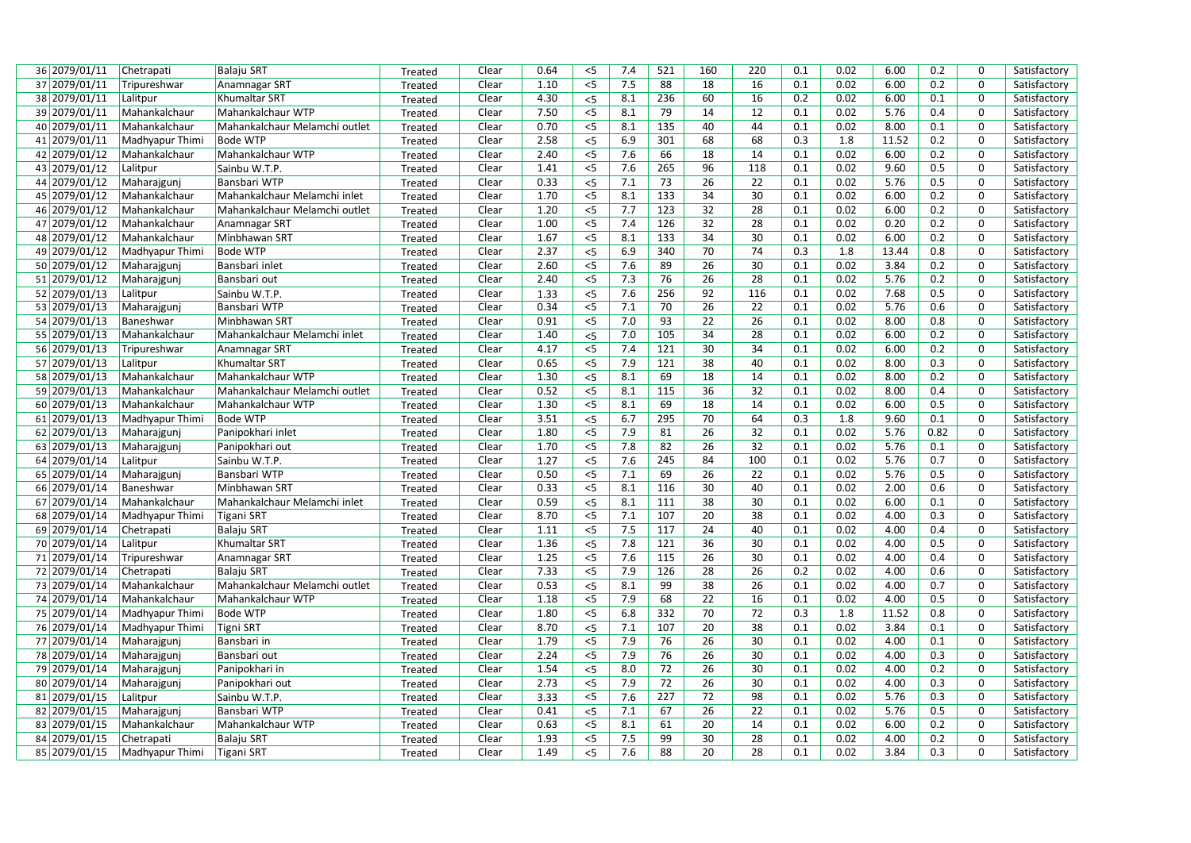| 36 | 2079/01/11 | Chetrapati | Balaju SRT | Treated | Clear | 0.64 | <5 | 7.4 | 521 | 160 | 220 | 0.1 | 0.02 | 6.00 | 0.2 | 0 | Satisfactory |
|---|---|---|---|---|---|---|---|---|---|---|---|---|---|---|---|---|---|
| 37 | 2079/01/11 | Tripureshwar | Anamnagar SRT | Treated | Clear | 1.10 | <5 | 7.5 | 88 | 18 | 16 | 0.1 | 0.02 | 6.00 | 0.2 | 0 | Satisfactory |
| 38 | 2079/01/11 | Lalitpur | Khumaltar SRT | Treated | Clear | 4.30 | <5 | 8.1 | 236 | 60 | 16 | 0.2 | 0.02 | 6.00 | 0.1 | 0 | Satisfactory |
| 39 | 2079/01/11 | Mahankalchaur | Mahankalchaur WTP | Treated | Clear | 7.50 | <5 | 8.1 | 79 | 14 | 12 | 0.1 | 0.02 | 5.76 | 0.4 | 0 | Satisfactory |
| 40 | 2079/01/11 | Mahankalchaur | Mahankalchaur Melamchi outlet | Treated | Clear | 0.70 | <5 | 8.1 | 135 | 40 | 44 | 0.1 | 0.02 | 8.00 | 0.1 | 0 | Satisfactory |
| 41 | 2079/01/11 | Madhyapur Thimi | Bode WTP | Treated | Clear | 2.58 | <5 | 6.9 | 301 | 68 | 68 | 0.3 | 1.8 | 11.52 | 0.2 | 0 | Satisfactory |
| 42 | 2079/01/12 | Mahankalchaur | Mahankalchaur WTP | Treated | Clear | 2.40 | <5 | 7.6 | 66 | 18 | 14 | 0.1 | 0.02 | 6.00 | 0.2 | 0 | Satisfactory |
| 43 | 2079/01/12 | Lalitpur | Sainbu W.T.P. | Treated | Clear | 1.41 | <5 | 7.6 | 265 | 96 | 118 | 0.1 | 0.02 | 9.60 | 0.5 | 0 | Satisfactory |
| 44 | 2079/01/12 | Maharajgunj | Bansbari WTP | Treated | Clear | 0.33 | <5 | 7.1 | 73 | 26 | 22 | 0.1 | 0.02 | 5.76 | 0.5 | 0 | Satisfactory |
| 45 | 2079/01/12 | Mahankalchaur | Mahankalchaur Melamchi inlet | Treated | Clear | 1.70 | <5 | 8.1 | 133 | 34 | 30 | 0.1 | 0.02 | 6.00 | 0.2 | 0 | Satisfactory |
| 46 | 2079/01/12 | Mahankalchaur | Mahankalchaur Melamchi outlet | Treated | Clear | 1.20 | <5 | 7.7 | 123 | 32 | 28 | 0.1 | 0.02 | 6.00 | 0.2 | 0 | Satisfactory |
| 47 | 2079/01/12 | Mahankalchaur | Anamnagar SRT | Treated | Clear | 1.00 | <5 | 7.4 | 126 | 32 | 28 | 0.1 | 0.02 | 0.20 | 0.2 | 0 | Satisfactory |
| 48 | 2079/01/12 | Mahankalchaur | Minbhawan SRT | Treated | Clear | 1.67 | <5 | 8.1 | 133 | 34 | 30 | 0.1 | 0.02 | 6.00 | 0.2 | 0 | Satisfactory |
| 49 | 2079/01/12 | Madhyapur Thimi | Bode WTP | Treated | Clear | 2.37 | <5 | 6.9 | 340 | 70 | 74 | 0.3 | 1.8 | 13.44 | 0.8 | 0 | Satisfactory |
| 50 | 2079/01/12 | Maharajgunj | Bansbari inlet | Treated | Clear | 2.60 | <5 | 7.6 | 89 | 26 | 30 | 0.1 | 0.02 | 3.84 | 0.2 | 0 | Satisfactory |
| 51 | 2079/01/12 | Maharajgunj | Bansbari out | Treated | Clear | 2.40 | <5 | 7.3 | 76 | 26 | 28 | 0.1 | 0.02 | 5.76 | 0.2 | 0 | Satisfactory |
| 52 | 2079/01/13 | Lalitpur | Sainbu W.T.P. | Treated | Clear | 1.33 | <5 | 7.6 | 256 | 92 | 116 | 0.1 | 0.02 | 7.68 | 0.5 | 0 | Satisfactory |
| 53 | 2079/01/13 | Maharajgunj | Bansbari WTP | Treated | Clear | 0.34 | <5 | 7.1 | 70 | 26 | 22 | 0.1 | 0.02 | 5.76 | 0.6 | 0 | Satisfactory |
| 54 | 2079/01/13 | Baneshwar | Minbhawan SRT | Treated | Clear | 0.91 | <5 | 7.0 | 93 | 22 | 26 | 0.1 | 0.02 | 8.00 | 0.8 | 0 | Satisfactory |
| 55 | 2079/01/13 | Mahankalchaur | Mahankalchaur Melamchi inlet | Treated | Clear | 1.40 | <5 | 7.0 | 105 | 34 | 28 | 0.1 | 0.02 | 6.00 | 0.2 | 0 | Satisfactory |
| 56 | 2079/01/13 | Tripureshwar | Anamnagar SRT | Treated | Clear | 4.17 | <5 | 7.4 | 121 | 30 | 34 | 0.1 | 0.02 | 6.00 | 0.2 | 0 | Satisfactory |
| 57 | 2079/01/13 | Lalitpur | Khumaltar SRT | Treated | Clear | 0.65 | <5 | 7.9 | 121 | 38 | 40 | 0.1 | 0.02 | 8.00 | 0.3 | 0 | Satisfactory |
| 58 | 2079/01/13 | Mahankalchaur | Mahankalchaur WTP | Treated | Clear | 1.30 | <5 | 8.1 | 69 | 18 | 14 | 0.1 | 0.02 | 8.00 | 0.2 | 0 | Satisfactory |
| 59 | 2079/01/13 | Mahankalchaur | Mahankalchaur Melamchi outlet | Treated | Clear | 0.52 | <5 | 8.1 | 115 | 36 | 32 | 0.1 | 0.02 | 8.00 | 0.4 | 0 | Satisfactory |
| 60 | 2079/01/13 | Mahankalchaur | Mahankalchaur WTP | Treated | Clear | 1.30 | <5 | 8.1 | 69 | 18 | 14 | 0.1 | 0.02 | 6.00 | 0.5 | 0 | Satisfactory |
| 61 | 2079/01/13 | Madhyapur Thimi | Bode WTP | Treated | Clear | 3.51 | <5 | 6.7 | 295 | 70 | 64 | 0.3 | 1.8 | 9.60 | 0.1 | 0 | Satisfactory |
| 62 | 2079/01/13 | Maharajgunj | Panipokhari inlet | Treated | Clear | 1.80 | <5 | 7.9 | 81 | 26 | 32 | 0.1 | 0.02 | 5.76 | 0.82 | 0 | Satisfactory |
| 63 | 2079/01/13 | Maharajgunj | Panipokhari out | Treated | Clear | 1.70 | <5 | 7.8 | 82 | 26 | 32 | 0.1 | 0.02 | 5.76 | 0.1 | 0 | Satisfactory |
| 64 | 2079/01/14 | Lalitpur | Sainbu W.T.P. | Treated | Clear | 1.27 | <5 | 7.6 | 245 | 84 | 100 | 0.1 | 0.02 | 5.76 | 0.7 | 0 | Satisfactory |
| 65 | 2079/01/14 | Maharajgunj | Bansbari WTP | Treated | Clear | 0.50 | <5 | 7.1 | 69 | 26 | 22 | 0.1 | 0.02 | 5.76 | 0.5 | 0 | Satisfactory |
| 66 | 2079/01/14 | Baneshwar | Minbhawan SRT | Treated | Clear | 0.33 | <5 | 8.1 | 116 | 30 | 40 | 0.1 | 0.02 | 2.00 | 0.6 | 0 | Satisfactory |
| 67 | 2079/01/14 | Mahankalchaur | Mahankalchaur Melamchi inlet | Treated | Clear | 0.59 | <5 | 8.1 | 111 | 38 | 30 | 0.1 | 0.02 | 6.00 | 0.1 | 0 | Satisfactory |
| 68 | 2079/01/14 | Madhyapur Thimi | Tigani SRT | Treated | Clear | 8.70 | <5 | 7.1 | 107 | 20 | 38 | 0.1 | 0.02 | 4.00 | 0.3 | 0 | Satisfactory |
| 69 | 2079/01/14 | Chetrapati | Balaju SRT | Treated | Clear | 1.11 | <5 | 7.5 | 117 | 24 | 40 | 0.1 | 0.02 | 4.00 | 0.4 | 0 | Satisfactory |
| 70 | 2079/01/14 | Lalitpur | Khumaltar SRT | Treated | Clear | 1.36 | <5 | 7.8 | 121 | 36 | 30 | 0.1 | 0.02 | 4.00 | 0.5 | 0 | Satisfactory |
| 71 | 2079/01/14 | Tripureshwar | Anamnagar SRT | Treated | Clear | 1.25 | <5 | 7.6 | 115 | 26 | 30 | 0.1 | 0.02 | 4.00 | 0.4 | 0 | Satisfactory |
| 72 | 2079/01/14 | Chetrapati | Balaju SRT | Treated | Clear | 7.33 | <5 | 7.9 | 126 | 28 | 26 | 0.2 | 0.02 | 4.00 | 0.6 | 0 | Satisfactory |
| 73 | 2079/01/14 | Mahankalchaur | Mahankalchaur Melamchi outlet | Treated | Clear | 0.53 | <5 | 8.1 | 99 | 38 | 26 | 0.1 | 0.02 | 4.00 | 0.7 | 0 | Satisfactory |
| 74 | 2079/01/14 | Mahankalchaur | Mahankalchaur WTP | Treated | Clear | 1.18 | <5 | 7.9 | 68 | 22 | 16 | 0.1 | 0.02 | 4.00 | 0.5 | 0 | Satisfactory |
| 75 | 2079/01/14 | Madhyapur Thimi | Bode WTP | Treated | Clear | 1.80 | <5 | 6.8 | 332 | 70 | 72 | 0.3 | 1.8 | 11.52 | 0.8 | 0 | Satisfactory |
| 76 | 2079/01/14 | Madhyapur Thimi | Tigni SRT | Treated | Clear | 8.70 | <5 | 7.1 | 107 | 20 | 38 | 0.1 | 0.02 | 3.84 | 0.1 | 0 | Satisfactory |
| 77 | 2079/01/14 | Maharajgunj | Bansbari in | Treated | Clear | 1.79 | <5 | 7.9 | 76 | 26 | 30 | 0.1 | 0.02 | 4.00 | 0.1 | 0 | Satisfactory |
| 78 | 2079/01/14 | Maharajgunj | Bansbari out | Treated | Clear | 2.24 | <5 | 7.9 | 76 | 26 | 30 | 0.1 | 0.02 | 4.00 | 0.3 | 0 | Satisfactory |
| 79 | 2079/01/14 | Maharajgunj | Panipokhari in | Treated | Clear | 1.54 | <5 | 8.0 | 72 | 26 | 30 | 0.1 | 0.02 | 4.00 | 0.2 | 0 | Satisfactory |
| 80 | 2079/01/14 | Maharajgunj | Panipokhari out | Treated | Clear | 2.73 | <5 | 7.9 | 72 | 26 | 30 | 0.1 | 0.02 | 4.00 | 0.3 | 0 | Satisfactory |
| 81 | 2079/01/15 | Lalitpur | Sainbu W.T.P. | Treated | Clear | 3.33 | <5 | 7.6 | 227 | 72 | 98 | 0.1 | 0.02 | 5.76 | 0.3 | 0 | Satisfactory |
| 82 | 2079/01/15 | Maharajgunj | Bansbari WTP | Treated | Clear | 0.41 | <5 | 7.1 | 67 | 26 | 22 | 0.1 | 0.02 | 5.76 | 0.5 | 0 | Satisfactory |
| 83 | 2079/01/15 | Mahankalchaur | Mahankalchaur WTP | Treated | Clear | 0.63 | <5 | 8.1 | 61 | 20 | 14 | 0.1 | 0.02 | 6.00 | 0.2 | 0 | Satisfactory |
| 84 | 2079/01/15 | Chetrapati | Balaju SRT | Treated | Clear | 1.93 | <5 | 7.5 | 99 | 30 | 28 | 0.1 | 0.02 | 4.00 | 0.2 | 0 | Satisfactory |
| 85 | 2079/01/15 | Madhyapur Thimi | Tigani SRT | Treated | Clear | 1.49 | <5 | 7.6 | 88 | 20 | 28 | 0.1 | 0.02 | 3.84 | 0.3 | 0 | Satisfactory |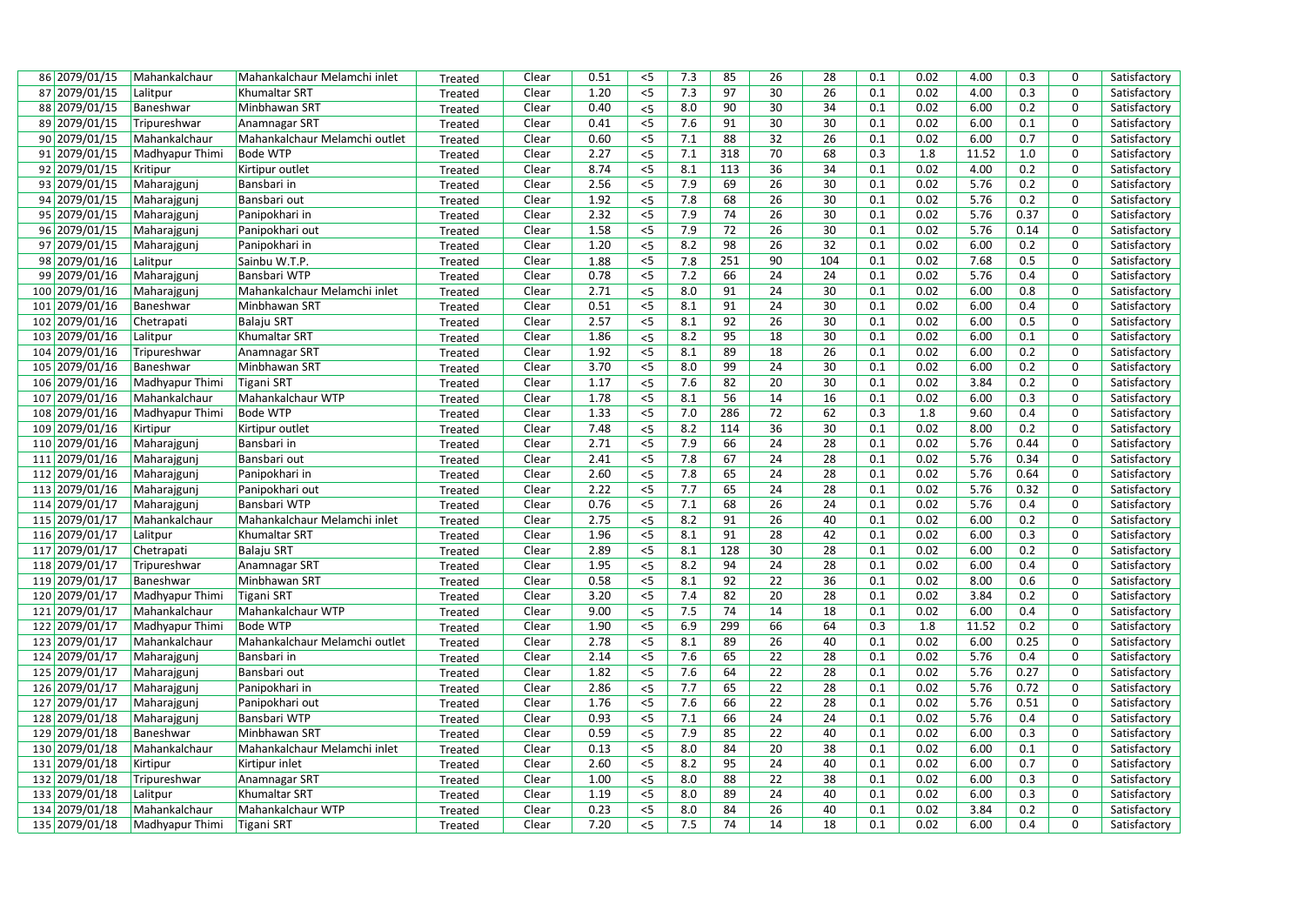| 86 | 2079/01/15 | Mahankalchaur | Mahankalchaur Melamchi inlet | Treated | Clear | 0.51 | <5 | 7.3 | 85 | 26 | 28 | 0.1 | 0.02 | 4.00 | 0.3 | 0 | Satisfactory |
|---|---|---|---|---|---|---|---|---|---|---|---|---|---|---|---|---|---|
| 87 | 2079/01/15 | Lalitpur | Khumaltar SRT | Treated | Clear | 1.20 | <5 | 7.3 | 97 | 30 | 26 | 0.1 | 0.02 | 4.00 | 0.3 | 0 | Satisfactory |
| 88 | 2079/01/15 | Baneshwar | Minbhawan SRT | Treated | Clear | 0.40 | <5 | 8.0 | 90 | 30 | 34 | 0.1 | 0.02 | 6.00 | 0.2 | 0 | Satisfactory |
| 89 | 2079/01/15 | Tripureshwar | Anamnagar SRT | Treated | Clear | 0.41 | <5 | 7.6 | 91 | 30 | 30 | 0.1 | 0.02 | 6.00 | 0.1 | 0 | Satisfactory |
| 90 | 2079/01/15 | Mahankalchaur | Mahankalchaur Melamchi outlet | Treated | Clear | 0.60 | <5 | 7.1 | 88 | 32 | 26 | 0.1 | 0.02 | 6.00 | 0.7 | 0 | Satisfactory |
| 91 | 2079/01/15 | Madhyapur Thimi | Bode WTP | Treated | Clear | 2.27 | <5 | 7.1 | 318 | 70 | 68 | 0.3 | 1.8 | 11.52 | 1.0 | 0 | Satisfactory |
| 92 | 2079/01/15 | Kritipur | Kirtipur outlet | Treated | Clear | 8.74 | <5 | 8.1 | 113 | 36 | 34 | 0.1 | 0.02 | 4.00 | 0.2 | 0 | Satisfactory |
| 93 | 2079/01/15 | Maharajgunj | Bansbari in | Treated | Clear | 2.56 | <5 | 7.9 | 69 | 26 | 30 | 0.1 | 0.02 | 5.76 | 0.2 | 0 | Satisfactory |
| 94 | 2079/01/15 | Maharajgunj | Bansbari out | Treated | Clear | 1.92 | <5 | 7.8 | 68 | 26 | 30 | 0.1 | 0.02 | 5.76 | 0.2 | 0 | Satisfactory |
| 95 | 2079/01/15 | Maharajgunj | Panipokhari in | Treated | Clear | 2.32 | <5 | 7.9 | 74 | 26 | 30 | 0.1 | 0.02 | 5.76 | 0.37 | 0 | Satisfactory |
| 96 | 2079/01/15 | Maharajgunj | Panipokhari out | Treated | Clear | 1.58 | <5 | 7.9 | 72 | 26 | 30 | 0.1 | 0.02 | 5.76 | 0.14 | 0 | Satisfactory |
| 97 | 2079/01/15 | Maharajgunj | Panipokhari in | Treated | Clear | 1.20 | <5 | 8.2 | 98 | 26 | 32 | 0.1 | 0.02 | 6.00 | 0.2 | 0 | Satisfactory |
| 98 | 2079/01/16 | Lalitpur | Sainbu W.T.P. | Treated | Clear | 1.88 | <5 | 7.8 | 251 | 90 | 104 | 0.1 | 0.02 | 7.68 | 0.5 | 0 | Satisfactory |
| 99 | 2079/01/16 | Maharajgunj | Bansbari WTP | Treated | Clear | 0.78 | <5 | 7.2 | 66 | 24 | 24 | 0.1 | 0.02 | 5.76 | 0.4 | 0 | Satisfactory |
| 100 | 2079/01/16 | Maharajgunj | Mahankalchaur Melamchi inlet | Treated | Clear | 2.71 | <5 | 8.0 | 91 | 24 | 30 | 0.1 | 0.02 | 6.00 | 0.8 | 0 | Satisfactory |
| 101 | 2079/01/16 | Baneshwar | Minbhawan SRT | Treated | Clear | 0.51 | <5 | 8.1 | 91 | 24 | 30 | 0.1 | 0.02 | 6.00 | 0.4 | 0 | Satisfactory |
| 102 | 2079/01/16 | Chetrapati | Balaju SRT | Treated | Clear | 2.57 | <5 | 8.1 | 92 | 26 | 30 | 0.1 | 0.02 | 6.00 | 0.5 | 0 | Satisfactory |
| 103 | 2079/01/16 | Lalitpur | Khumaltar SRT | Treated | Clear | 1.86 | <5 | 8.2 | 95 | 18 | 30 | 0.1 | 0.02 | 6.00 | 0.1 | 0 | Satisfactory |
| 104 | 2079/01/16 | Tripureshwar | Anamnagar SRT | Treated | Clear | 1.92 | <5 | 8.1 | 89 | 18 | 26 | 0.1 | 0.02 | 6.00 | 0.2 | 0 | Satisfactory |
| 105 | 2079/01/16 | Baneshwar | Minbhawan SRT | Treated | Clear | 3.70 | <5 | 8.0 | 99 | 24 | 30 | 0.1 | 0.02 | 6.00 | 0.2 | 0 | Satisfactory |
| 106 | 2079/01/16 | Madhyapur Thimi | Tigani SRT | Treated | Clear | 1.17 | <5 | 7.6 | 82 | 20 | 30 | 0.1 | 0.02 | 3.84 | 0.2 | 0 | Satisfactory |
| 107 | 2079/01/16 | Mahankalchaur | Mahankalchaur WTP | Treated | Clear | 1.78 | <5 | 8.1 | 56 | 14 | 16 | 0.1 | 0.02 | 6.00 | 0.3 | 0 | Satisfactory |
| 108 | 2079/01/16 | Madhyapur Thimi | Bode WTP | Treated | Clear | 1.33 | <5 | 7.0 | 286 | 72 | 62 | 0.3 | 1.8 | 9.60 | 0.4 | 0 | Satisfactory |
| 109 | 2079/01/16 | Kirtipur | Kirtipur outlet | Treated | Clear | 7.48 | <5 | 8.2 | 114 | 36 | 30 | 0.1 | 0.02 | 8.00 | 0.2 | 0 | Satisfactory |
| 110 | 2079/01/16 | Maharajgunj | Bansbari in | Treated | Clear | 2.71 | <5 | 7.9 | 66 | 24 | 28 | 0.1 | 0.02 | 5.76 | 0.44 | 0 | Satisfactory |
| 111 | 2079/01/16 | Maharajgunj | Bansbari out | Treated | Clear | 2.41 | <5 | 7.8 | 67 | 24 | 28 | 0.1 | 0.02 | 5.76 | 0.34 | 0 | Satisfactory |
| 112 | 2079/01/16 | Maharajgunj | Panipokhari in | Treated | Clear | 2.60 | <5 | 7.8 | 65 | 24 | 28 | 0.1 | 0.02 | 5.76 | 0.64 | 0 | Satisfactory |
| 113 | 2079/01/16 | Maharajgunj | Panipokhari out | Treated | Clear | 2.22 | <5 | 7.7 | 65 | 24 | 28 | 0.1 | 0.02 | 5.76 | 0.32 | 0 | Satisfactory |
| 114 | 2079/01/17 | Maharajgunj | Bansbari WTP | Treated | Clear | 0.76 | <5 | 7.1 | 68 | 26 | 24 | 0.1 | 0.02 | 5.76 | 0.4 | 0 | Satisfactory |
| 115 | 2079/01/17 | Mahankalchaur | Mahankalchaur Melamchi inlet | Treated | Clear | 2.75 | <5 | 8.2 | 91 | 26 | 40 | 0.1 | 0.02 | 6.00 | 0.2 | 0 | Satisfactory |
| 116 | 2079/01/17 | Lalitpur | Khumaltar SRT | Treated | Clear | 1.96 | <5 | 8.1 | 91 | 28 | 42 | 0.1 | 0.02 | 6.00 | 0.3 | 0 | Satisfactory |
| 117 | 2079/01/17 | Chetrapati | Balaju SRT | Treated | Clear | 2.89 | <5 | 8.1 | 128 | 30 | 28 | 0.1 | 0.02 | 6.00 | 0.2 | 0 | Satisfactory |
| 118 | 2079/01/17 | Tripureshwar | Anamnagar SRT | Treated | Clear | 1.95 | <5 | 8.2 | 94 | 24 | 28 | 0.1 | 0.02 | 6.00 | 0.4 | 0 | Satisfactory |
| 119 | 2079/01/17 | Baneshwar | Minbhawan SRT | Treated | Clear | 0.58 | <5 | 8.1 | 92 | 22 | 36 | 0.1 | 0.02 | 8.00 | 0.6 | 0 | Satisfactory |
| 120 | 2079/01/17 | Madhyapur Thimi | Tigani SRT | Treated | Clear | 3.20 | <5 | 7.4 | 82 | 20 | 28 | 0.1 | 0.02 | 3.84 | 0.2 | 0 | Satisfactory |
| 121 | 2079/01/17 | Mahankalchaur | Mahankalchaur WTP | Treated | Clear | 9.00 | <5 | 7.5 | 74 | 14 | 18 | 0.1 | 0.02 | 6.00 | 0.4 | 0 | Satisfactory |
| 122 | 2079/01/17 | Madhyapur Thimi | Bode WTP | Treated | Clear | 1.90 | <5 | 6.9 | 299 | 66 | 64 | 0.3 | 1.8 | 11.52 | 0.2 | 0 | Satisfactory |
| 123 | 2079/01/17 | Mahankalchaur | Mahankalchaur Melamchi outlet | Treated | Clear | 2.78 | <5 | 8.1 | 89 | 26 | 40 | 0.1 | 0.02 | 6.00 | 0.25 | 0 | Satisfactory |
| 124 | 2079/01/17 | Maharajgunj | Bansbari in | Treated | Clear | 2.14 | <5 | 7.6 | 65 | 22 | 28 | 0.1 | 0.02 | 5.76 | 0.4 | 0 | Satisfactory |
| 125 | 2079/01/17 | Maharajgunj | Bansbari out | Treated | Clear | 1.82 | <5 | 7.6 | 64 | 22 | 28 | 0.1 | 0.02 | 5.76 | 0.27 | 0 | Satisfactory |
| 126 | 2079/01/17 | Maharajgunj | Panipokhari in | Treated | Clear | 2.86 | <5 | 7.7 | 65 | 22 | 28 | 0.1 | 0.02 | 5.76 | 0.72 | 0 | Satisfactory |
| 127 | 2079/01/17 | Maharajgunj | Panipokhari out | Treated | Clear | 1.76 | <5 | 7.6 | 66 | 22 | 28 | 0.1 | 0.02 | 5.76 | 0.51 | 0 | Satisfactory |
| 128 | 2079/01/18 | Maharajgunj | Bansbari WTP | Treated | Clear | 0.93 | <5 | 7.1 | 66 | 24 | 24 | 0.1 | 0.02 | 5.76 | 0.4 | 0 | Satisfactory |
| 129 | 2079/01/18 | Baneshwar | Minbhawan SRT | Treated | Clear | 0.59 | <5 | 7.9 | 85 | 22 | 40 | 0.1 | 0.02 | 6.00 | 0.3 | 0 | Satisfactory |
| 130 | 2079/01/18 | Mahankalchaur | Mahankalchaur Melamchi inlet | Treated | Clear | 0.13 | <5 | 8.0 | 84 | 20 | 38 | 0.1 | 0.02 | 6.00 | 0.1 | 0 | Satisfactory |
| 131 | 2079/01/18 | Kirtipur | Kirtipur inlet | Treated | Clear | 2.60 | <5 | 8.2 | 95 | 24 | 40 | 0.1 | 0.02 | 6.00 | 0.7 | 0 | Satisfactory |
| 132 | 2079/01/18 | Tripureshwar | Anamnagar SRT | Treated | Clear | 1.00 | <5 | 8.0 | 88 | 22 | 38 | 0.1 | 0.02 | 6.00 | 0.3 | 0 | Satisfactory |
| 133 | 2079/01/18 | Lalitpur | Khumaltar SRT | Treated | Clear | 1.19 | <5 | 8.0 | 89 | 24 | 40 | 0.1 | 0.02 | 6.00 | 0.3 | 0 | Satisfactory |
| 134 | 2079/01/18 | Mahankalchaur | Mahankalchaur WTP | Treated | Clear | 0.23 | <5 | 8.0 | 84 | 26 | 40 | 0.1 | 0.02 | 3.84 | 0.2 | 0 | Satisfactory |
| 135 | 2079/01/18 | Madhyapur Thimi | Tigani SRT | Treated | Clear | 7.20 | <5 | 7.5 | 74 | 14 | 18 | 0.1 | 0.02 | 6.00 | 0.4 | 0 | Satisfactory |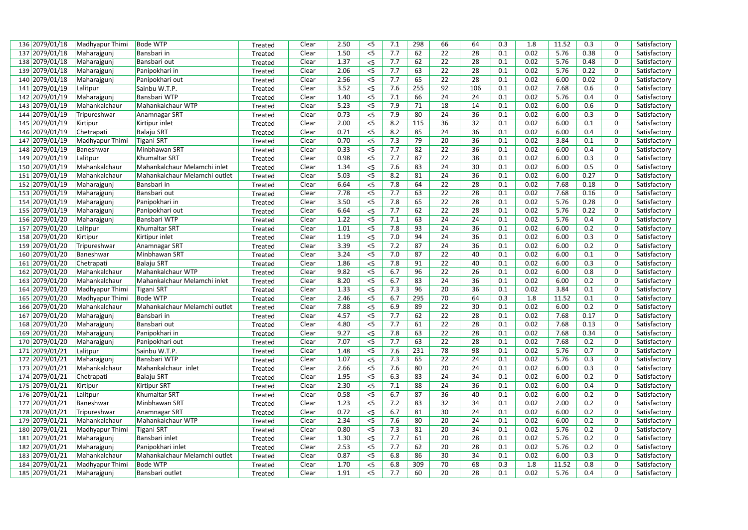| | | | | | | | | | | | | | | | | | |
|---|---|---|---|---|---|---|---|---|---|---|---|---|---|---|---|---|---|
| 136 | 2079/01/18 | Madhyapur Thimi | Bode WTP | Treated | Clear | 2.50 | <5 | 7.1 | 298 | 66 | 64 | 0.3 | 1.8 | 11.52 | 0.3 | 0 | Satisfactory |
| 137 | 2079/01/18 | Maharajgunj | Bansbari in | Treated | Clear | 1.50 | <5 | 7.7 | 62 | 22 | 28 | 0.1 | 0.02 | 5.76 | 0.38 | 0 | Satisfactory |
| 138 | 2079/01/18 | Maharajgunj | Bansbari out | Treated | Clear | 1.37 | <5 | 7.7 | 62 | 22 | 28 | 0.1 | 0.02 | 5.76 | 0.48 | 0 | Satisfactory |
| 139 | 2079/01/18 | Maharajgunj | Panipokhari in | Treated | Clear | 2.06 | <5 | 7.7 | 63 | 22 | 28 | 0.1 | 0.02 | 5.76 | 0.22 | 0 | Satisfactory |
| 140 | 2079/01/18 | Maharajgunj | Panipokhari out | Treated | Clear | 2.56 | <5 | 7.7 | 65 | 22 | 28 | 0.1 | 0.02 | 6.00 | 0.02 | 0 | Satisfactory |
| 141 | 2079/01/19 | Lalitpur | Sainbu W.T.P. | Treated | Clear | 3.52 | <5 | 7.6 | 255 | 92 | 106 | 0.1 | 0.02 | 7.68 | 0.6 | 0 | Satisfactory |
| 142 | 2079/01/19 | Maharajgunj | Bansbari WTP | Treated | Clear | 1.40 | <5 | 7.1 | 66 | 24 | 24 | 0.1 | 0.02 | 5.76 | 0.4 | 0 | Satisfactory |
| 143 | 2079/01/19 | Mahankalchaur | Mahankalchaur WTP | Treated | Clear | 5.23 | <5 | 7.9 | 71 | 18 | 14 | 0.1 | 0.02 | 6.00 | 0.6 | 0 | Satisfactory |
| 144 | 2079/01/19 | Tripureshwar | Anamnagar SRT | Treated | Clear | 0.73 | <5 | 7.9 | 80 | 24 | 36 | 0.1 | 0.02 | 6.00 | 0.3 | 0 | Satisfactory |
| 145 | 2079/01/19 | Kirtipur | Kirtipur inlet | Treated | Clear | 2.00 | <5 | 8.2 | 115 | 36 | 32 | 0.1 | 0.02 | 6.00 | 0.1 | 0 | Satisfactory |
| 146 | 2079/01/19 | Chetrapati | Balaju SRT | Treated | Clear | 0.71 | <5 | 8.2 | 85 | 24 | 36 | 0.1 | 0.02 | 6.00 | 0.4 | 0 | Satisfactory |
| 147 | 2079/01/19 | Madhyapur Thimi | Tigani SRT | Treated | Clear | 0.70 | <5 | 7.3 | 79 | 20 | 36 | 0.1 | 0.02 | 3.84 | 0.1 | 0 | Satisfactory |
| 148 | 2079/01/19 | Baneshwar | Minbhawan SRT | Treated | Clear | 0.33 | <5 | 7.7 | 82 | 22 | 36 | 0.1 | 0.02 | 6.00 | 0.4 | 0 | Satisfactory |
| 149 | 2079/01/19 | Lalitpur | Khumaltar SRT | Treated | Clear | 0.98 | <5 | 7.7 | 87 | 22 | 38 | 0.1 | 0.02 | 6.00 | 0.3 | 0 | Satisfactory |
| 150 | 2079/01/19 | Mahankalchaur | Mahankalchaur Melamchi inlet | Treated | Clear | 1.34 | <5 | 7.6 | 83 | 24 | 30 | 0.1 | 0.02 | 6.00 | 0.5 | 0 | Satisfactory |
| 151 | 2079/01/19 | Mahankalchaur | Mahankalchaur Melamchi outlet | Treated | Clear | 5.03 | <5 | 8.2 | 81 | 24 | 36 | 0.1 | 0.02 | 6.00 | 0.27 | 0 | Satisfactory |
| 152 | 2079/01/19 | Maharajgunj | Bansbari in | Treated | Clear | 6.64 | <5 | 7.8 | 64 | 22 | 28 | 0.1 | 0.02 | 7.68 | 0.18 | 0 | Satisfactory |
| 153 | 2079/01/19 | Maharajgunj | Bansbari out | Treated | Clear | 7.78 | <5 | 7.7 | 63 | 22 | 28 | 0.1 | 0.02 | 7.68 | 0.16 | 0 | Satisfactory |
| 154 | 2079/01/19 | Maharajgunj | Panipokhari in | Treated | Clear | 3.50 | <5 | 7.8 | 65 | 22 | 28 | 0.1 | 0.02 | 5.76 | 0.28 | 0 | Satisfactory |
| 155 | 2079/01/19 | Maharajgunj | Panipokhari out | Treated | Clear | 6.64 | <5 | 7.7 | 62 | 22 | 28 | 0.1 | 0.02 | 5.76 | 0.22 | 0 | Satisfactory |
| 156 | 2079/01/20 | Maharajgunj | Bansbari WTP | Treated | Clear | 1.22 | <5 | 7.1 | 63 | 24 | 24 | 0.1 | 0.02 | 5.76 | 0.4 | 0 | Satisfactory |
| 157 | 2079/01/20 | Lalitpur | Khumaltar SRT | Treated | Clear | 1.01 | <5 | 7.8 | 93 | 24 | 36 | 0.1 | 0.02 | 6.00 | 0.2 | 0 | Satisfactory |
| 158 | 2079/01/20 | Kirtipur | Kirtipur inlet | Treated | Clear | 1.19 | <5 | 7.0 | 94 | 24 | 36 | 0.1 | 0.02 | 6.00 | 0.3 | 0 | Satisfactory |
| 159 | 2079/01/20 | Tripureshwar | Anamnagar SRT | Treated | Clear | 3.39 | <5 | 7.2 | 87 | 24 | 36 | 0.1 | 0.02 | 6.00 | 0.2 | 0 | Satisfactory |
| 160 | 2079/01/20 | Baneshwar | Minbhawan SRT | Treated | Clear | 3.24 | <5 | 7.0 | 87 | 22 | 40 | 0.1 | 0.02 | 6.00 | 0.1 | 0 | Satisfactory |
| 161 | 2079/01/20 | Chetrapati | Balaju SRT | Treated | Clear | 1.86 | <5 | 7.8 | 91 | 22 | 40 | 0.1 | 0.02 | 6.00 | 0.3 | 0 | Satisfactory |
| 162 | 2079/01/20 | Mahankalchaur | Mahankalchaur WTP | Treated | Clear | 9.82 | <5 | 6.7 | 96 | 22 | 26 | 0.1 | 0.02 | 6.00 | 0.8 | 0 | Satisfactory |
| 163 | 2079/01/20 | Mahankalchaur | Mahankalchaur Melamchi inlet | Treated | Clear | 8.20 | <5 | 6.7 | 83 | 24 | 36 | 0.1 | 0.02 | 6.00 | 0.2 | 0 | Satisfactory |
| 164 | 2079/01/20 | Madhyapur Thimi | Tigani SRT | Treated | Clear | 1.33 | <5 | 7.3 | 96 | 20 | 36 | 0.1 | 0.02 | 3.84 | 0.1 | 0 | Satisfactory |
| 165 | 2079/01/20 | Madhyapur Thimi | Bode WTP | Treated | Clear | 2.46 | <5 | 6.7 | 295 | 70 | 64 | 0.3 | 1.8 | 11.52 | 0.1 | 0 | Satisfactory |
| 166 | 2079/01/20 | Mahankalchaur | Mahankalchaur Melamchi outlet | Treated | Clear | 7.88 | <5 | 6.9 | 89 | 22 | 30 | 0.1 | 0.02 | 6.00 | 0.2 | 0 | Satisfactory |
| 167 | 2079/01/20 | Maharajgunj | Bansbari in | Treated | Clear | 4.57 | <5 | 7.7 | 62 | 22 | 28 | 0.1 | 0.02 | 7.68 | 0.17 | 0 | Satisfactory |
| 168 | 2079/01/20 | Maharajgunj | Bansbari out | Treated | Clear | 4.80 | <5 | 7.7 | 61 | 22 | 28 | 0.1 | 0.02 | 7.68 | 0.13 | 0 | Satisfactory |
| 169 | 2079/01/20 | Maharajgunj | Panipokhari in | Treated | Clear | 9.27 | <5 | 7.8 | 63 | 22 | 28 | 0.1 | 0.02 | 7.68 | 0.34 | 0 | Satisfactory |
| 170 | 2079/01/20 | Maharajgunj | Panipokhari out | Treated | Clear | 7.07 | <5 | 7.7 | 63 | 22 | 28 | 0.1 | 0.02 | 7.68 | 0.2 | 0 | Satisfactory |
| 171 | 2079/01/21 | Lalitpur | Sainbu W.T.P. | Treated | Clear | 1.48 | <5 | 7.6 | 231 | 78 | 98 | 0.1 | 0.02 | 5.76 | 0.7 | 0 | Satisfactory |
| 172 | 2079/01/21 | Maharajgunj | Bansbari WTP | Treated | Clear | 1.07 | <5 | 7.3 | 65 | 22 | 24 | 0.1 | 0.02 | 5.76 | 0.3 | 0 | Satisfactory |
| 173 | 2079/01/21 | Mahankalchaur | Mahankalchaur inlet | Treated | Clear | 2.66 | <5 | 7.6 | 80 | 20 | 24 | 0.1 | 0.02 | 6.00 | 0.3 | 0 | Satisfactory |
| 174 | 2079/01/21 | Chetrapati | Balaju SRT | Treated | Clear | 1.95 | <5 | 6.3 | 83 | 24 | 34 | 0.1 | 0.02 | 6.00 | 0.2 | 0 | Satisfactory |
| 175 | 2079/01/21 | Kirtipur | Kirtipur SRT | Treated | Clear | 2.30 | <5 | 7.1 | 88 | 24 | 36 | 0.1 | 0.02 | 6.00 | 0.4 | 0 | Satisfactory |
| 176 | 2079/01/21 | Lalitpur | Khumaltar SRT | Treated | Clear | 0.58 | <5 | 6.7 | 87 | 36 | 40 | 0.1 | 0.02 | 6.00 | 0.2 | 0 | Satisfactory |
| 177 | 2079/01/21 | Baneshwar | Minbhawan SRT | Treated | Clear | 1.23 | <5 | 7.2 | 83 | 32 | 34 | 0.1 | 0.02 | 2.00 | 0.2 | 0 | Satisfactory |
| 178 | 2079/01/21 | Tripureshwar | Anamnagar SRT | Treated | Clear | 0.72 | <5 | 6.7 | 81 | 30 | 24 | 0.1 | 0.02 | 6.00 | 0.2 | 0 | Satisfactory |
| 179 | 2079/01/21 | Mahankalchaur | Mahankalchaur WTP | Treated | Clear | 2.34 | <5 | 7.6 | 80 | 20 | 24 | 0.1 | 0.02 | 6.00 | 0.2 | 0 | Satisfactory |
| 180 | 2079/01/21 | Madhyapur Thimi | Tigani SRT | Treated | Clear | 0.80 | <5 | 7.3 | 81 | 20 | 34 | 0.1 | 0.02 | 5.76 | 0.2 | 0 | Satisfactory |
| 181 | 2079/01/21 | Maharajgunj | Bansbari inlet | Treated | Clear | 1.30 | <5 | 7.7 | 61 | 20 | 28 | 0.1 | 0.02 | 5.76 | 0.2 | 0 | Satisfactory |
| 182 | 2079/01/21 | Maharajgunj | Panipokhari inlet | Treated | Clear | 2.53 | <5 | 7.7 | 62 | 20 | 28 | 0.1 | 0.02 | 5.76 | 0.2 | 0 | Satisfactory |
| 183 | 2079/01/21 | Mahankalchaur | Mahankalchaur Melamchi outlet | Treated | Clear | 0.87 | <5 | 6.8 | 86 | 30 | 34 | 0.1 | 0.02 | 6.00 | 0.3 | 0 | Satisfactory |
| 184 | 2079/01/21 | Madhyapur Thimi | Bode WTP | Treated | Clear | 1.70 | <5 | 6.8 | 309 | 70 | 68 | 0.3 | 1.8 | 11.52 | 0.8 | 0 | Satisfactory |
| 185 | 2079/01/21 | Maharajgunj | Bansbari outlet | Treated | Clear | 1.91 | <5 | 7.7 | 60 | 20 | 28 | 0.1 | 0.02 | 5.76 | 0.4 | 0 | Satisfactory |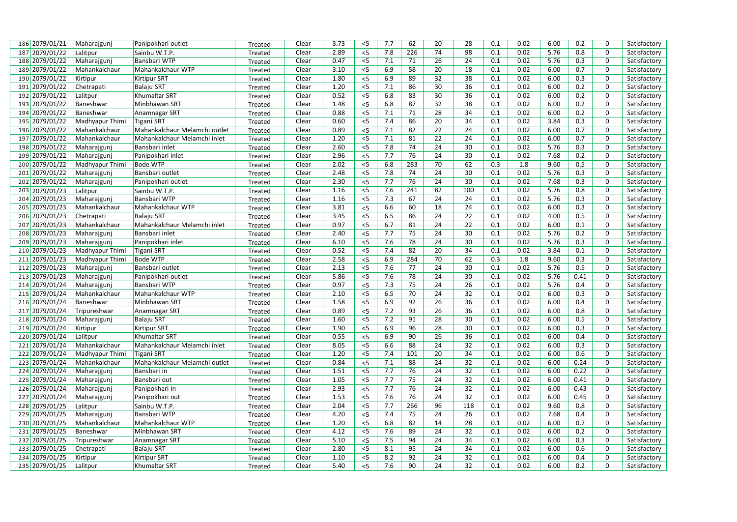| | | | | | | | | | | | | | | | | | |
|---|---|---|---|---|---|---|---|---|---|---|---|---|---|---|---|---|---|
| 186 | 2079/01/21 | Maharajgunj | Panipokhari outlet | Treated | Clear | 3.73 | <5 | 7.7 | 62 | 20 | 28 | 0.1 | 0.02 | 6.00 | 0.2 | 0 | Satisfactory |
| 187 | 2079/01/22 | Lalitpur | Sainbu W.T.P. | Treated | Clear | 2.89 | <5 | 7.8 | 226 | 74 | 98 | 0.1 | 0.02 | 5.76 | 0.8 | 0 | Satisfactory |
| 188 | 2079/01/22 | Maharajgunj | Bansbari WTP | Treated | Clear | 0.47 | <5 | 7.1 | 71 | 26 | 24 | 0.1 | 0.02 | 5.76 | 0.3 | 0 | Satisfactory |
| 189 | 2079/01/22 | Mahankalchaur | Mahankalchaur WTP | Treated | Clear | 3.10 | <5 | 6.9 | 58 | 20 | 18 | 0.1 | 0.02 | 6.00 | 0.7 | 0 | Satisfactory |
| 190 | 2079/01/22 | Kirtipur | Kirtipur SRT | Treated | Clear | 1.80 | <5 | 6.9 | 89 | 32 | 38 | 0.1 | 0.02 | 6.00 | 0.3 | 0 | Satisfactory |
| 191 | 2079/01/22 | Chetrapati | Balaju SRT | Treated | Clear | 1.20 | <5 | 7.1 | 86 | 30 | 36 | 0.1 | 0.02 | 6.00 | 0.2 | 0 | Satisfactory |
| 192 | 2079/01/22 | Lalitpur | Khumaltar SRT | Treated | Clear | 0.52 | <5 | 6.8 | 83 | 30 | 36 | 0.1 | 0.02 | 6.00 | 0.2 | 0 | Satisfactory |
| 193 | 2079/01/22 | Baneshwar | Minbhawan SRT | Treated | Clear | 1.48 | <5 | 6.8 | 87 | 32 | 38 | 0.1 | 0.02 | 6.00 | 0.2 | 0 | Satisfactory |
| 194 | 2079/01/22 | Baneshwar | Anamnagar SRT | Treated | Clear | 0.88 | <5 | 7.1 | 71 | 28 | 34 | 0.1 | 0.02 | 6.00 | 0.2 | 0 | Satisfactory |
| 195 | 2079/01/22 | Madhyapur Thimi | Tigani SRT | Treated | Clear | 0.60 | <5 | 7.4 | 86 | 20 | 34 | 0.1 | 0.02 | 3.84 | 0.3 | 0 | Satisfactory |
| 196 | 2079/01/22 | Mahankalchaur | Mahankalchaur Melamchi outlet | Treated | Clear | 0.89 | <5 | 7.1 | 82 | 22 | 24 | 0.1 | 0.02 | 6.00 | 0.7 | 0 | Satisfactory |
| 197 | 2079/01/22 | Mahankalchaur | Mahankalchaur Melamchi inlet | Treated | Clear | 1.20 | <5 | 7.1 | 81 | 22 | 24 | 0.1 | 0.02 | 6.00 | 0.7 | 0 | Satisfactory |
| 198 | 2079/01/22 | Maharajgunj | Bansbari inlet | Treated | Clear | 2.60 | <5 | 7.8 | 74 | 24 | 30 | 0.1 | 0.02 | 5.76 | 0.3 | 0 | Satisfactory |
| 199 | 2079/01/22 | Maharajgunj | Panipokhari inlet | Treated | Clear | 2.96 | <5 | 7.7 | 76 | 24 | 30 | 0.1 | 0.02 | 7.68 | 0.2 | 0 | Satisfactory |
| 200 | 2079/01/22 | Madhyapur Thimi | Bode WTP | Treated | Clear | 2.02 | <5 | 6.8 | 283 | 70 | 62 | 0.3 | 1.8 | 9.60 | 0.5 | 0 | Satisfactory |
| 201 | 2079/01/22 | Maharajgunj | Bansbari outlet | Treated | Clear | 2.48 | <5 | 7.8 | 74 | 24 | 30 | 0.1 | 0.02 | 5.76 | 0.3 | 0 | Satisfactory |
| 202 | 2079/01/22 | Maharajgunj | Panipokhari outlet | Treated | Clear | 2.30 | <5 | 7.7 | 76 | 24 | 30 | 0.1 | 0.02 | 7.68 | 0.3 | 0 | Satisfactory |
| 203 | 2079/01/23 | Lalitpur | Sainbu W.T.P. | Treated | Clear | 1.16 | <5 | 7.6 | 241 | 82 | 100 | 0.1 | 0.02 | 5.76 | 0.8 | 0 | Satisfactory |
| 204 | 2079/01/23 | Maharajgunj | Bansbari WTP | Treated | Clear | 1.16 | <5 | 7.3 | 67 | 24 | 24 | 0.1 | 0.02 | 5.76 | 0.3 | 0 | Satisfactory |
| 205 | 2079/01/23 | Mahankalchaur | Mahankalchaur WTP | Treated | Clear | 3.81 | <5 | 6.6 | 60 | 18 | 24 | 0.1 | 0.02 | 6.00 | 0.3 | 0 | Satisfactory |
| 206 | 2079/01/23 | Chetrapati | Balaju SRT | Treated | Clear | 3.45 | <5 | 6.5 | 86 | 24 | 22 | 0.1 | 0.02 | 4.00 | 0.5 | 0 | Satisfactory |
| 207 | 2079/01/23 | Mahankalchaur | Mahankalchaur Melamchi inlet | Treated | Clear | 0.97 | <5 | 6.7 | 81 | 24 | 22 | 0.1 | 0.02 | 6.00 | 0.1 | 0 | Satisfactory |
| 208 | 2079/01/23 | Maharajgunj | Bansbari inlet | Treated | Clear | 2.40 | <5 | 7.7 | 75 | 24 | 30 | 0.1 | 0.02 | 5.76 | 0.2 | 0 | Satisfactory |
| 209 | 2079/01/23 | Maharajgunj | Panipokhari inlet | Treated | Clear | 6.10 | <5 | 7.6 | 78 | 24 | 30 | 0.1 | 0.02 | 5.76 | 0.3 | 0 | Satisfactory |
| 210 | 2079/01/23 | Madhyapur Thimi | Tigani SRT | Treated | Clear | 0.52 | <5 | 7.4 | 82 | 20 | 34 | 0.1 | 0.02 | 3.84 | 0.1 | 0 | Satisfactory |
| 211 | 2079/01/23 | Madhyapur Thimi | Bode WTP | Treated | Clear | 2.58 | <5 | 6.9 | 284 | 70 | 62 | 0.3 | 1.8 | 9.60 | 0.3 | 0 | Satisfactory |
| 212 | 2079/01/23 | Maharajgunj | Bansbari outlet | Treated | Clear | 2.13 | <5 | 7.6 | 77 | 24 | 30 | 0.1 | 0.02 | 5.76 | 0.5 | 0 | Satisfactory |
| 213 | 2079/01/23 | Maharajgunj | Panipokhari outlet | Treated | Clear | 5.86 | <5 | 7.6 | 78 | 24 | 30 | 0.1 | 0.02 | 5.76 | 0.41 | 0 | Satisfactory |
| 214 | 2079/01/24 | Maharajgunj | Bansbari WTP | Treated | Clear | 0.97 | <5 | 7.3 | 75 | 24 | 26 | 0.1 | 0.02 | 5.76 | 0.4 | 0 | Satisfactory |
| 215 | 2079/01/24 | Mahankalchaur | Mahankalchaur WTP | Treated | Clear | 2.10 | <5 | 6.5 | 70 | 24 | 32 | 0.1 | 0.02 | 6.00 | 0.3 | 0 | Satisfactory |
| 216 | 2079/01/24 | Baneshwar | Minbhawan SRT | Treated | Clear | 1.58 | <5 | 6.9 | 92 | 26 | 36 | 0.1 | 0.02 | 6.00 | 0.4 | 0 | Satisfactory |
| 217 | 2079/01/24 | Tripureshwar | Anamnagar SRT | Treated | Clear | 0.89 | <5 | 7.2 | 93 | 26 | 36 | 0.1 | 0.02 | 6.00 | 0.8 | 0 | Satisfactory |
| 218 | 2079/01/24 | Maharajgunj | Balaju SRT | Treated | Clear | 1.60 | <5 | 7.2 | 91 | 28 | 30 | 0.1 | 0.02 | 6.00 | 0.5 | 0 | Satisfactory |
| 219 | 2079/01/24 | Kirtipur | Kirtipur SRT | Treated | Clear | 1.90 | <5 | 6.9 | 96 | 28 | 30 | 0.1 | 0.02 | 6.00 | 0.3 | 0 | Satisfactory |
| 220 | 2079/01/24 | Lalitpur | Khumaltar SRT | Treated | Clear | 0.55 | <5 | 6.9 | 90 | 26 | 36 | 0.1 | 0.02 | 6.00 | 0.4 | 0 | Satisfactory |
| 221 | 2079/01/24 | Mahankalchaur | Mahankalchaur Melamchi inlet | Treated | Clear | 8.05 | <5 | 6.6 | 88 | 24 | 32 | 0.1 | 0.02 | 6.00 | 0.3 | 0 | Satisfactory |
| 222 | 2079/01/24 | Madhyapur Thimi | Tigani SRT | Treated | Clear | 1.20 | <5 | 7.4 | 101 | 20 | 34 | 0.1 | 0.02 | 6.00 | 0.6 | 0 | Satisfactory |
| 223 | 2079/01/24 | Mahankalchaur | Mahankalchaur Melamchi outlet | Treated | Clear | 0.84 | <5 | 7.1 | 88 | 24 | 32 | 0.1 | 0.02 | 6.00 | 0.24 | 0 | Satisfactory |
| 224 | 2079/01/24 | Maharajgunj | Bansbari in | Treated | Clear | 1.51 | <5 | 7.7 | 76 | 24 | 32 | 0.1 | 0.02 | 6.00 | 0.22 | 0 | Satisfactory |
| 225 | 2079/01/24 | Maharajgunj | Bansbari out | Treated | Clear | 1.05 | <5 | 7.7 | 75 | 24 | 32 | 0.1 | 0.02 | 6.00 | 0.41 | 0 | Satisfactory |
| 226 | 2079/01/24 | Maharajgunj | Panipokhari In | Treated | Clear | 2.93 | <5 | 7.7 | 76 | 24 | 32 | 0.1 | 0.02 | 6.00 | 0.43 | 0 | Satisfactory |
| 227 | 2079/01/24 | Maharajgunj | Panipokhari out | Treated | Clear | 1.53 | <5 | 7.6 | 76 | 24 | 32 | 0.1 | 0.02 | 6.00 | 0.45 | 0 | Satisfactory |
| 228 | 2079/01/25 | Lalitpur | Sainbu W.T.P. | Treated | Clear | 2.04 | <5 | 7.7 | 266 | 96 | 118 | 0.1 | 0.02 | 9.60 | 0.8 | 0 | Satisfactory |
| 229 | 2079/01/25 | Maharajgunj | Bansbari WTP | Treated | Clear | 4.20 | <5 | 7.4 | 75 | 24 | 26 | 0.1 | 0.02 | 7.68 | 0.4 | 0 | Satisfactory |
| 230 | 2079/01/25 | Mahankalchaur | Mahankalchaur WTP | Treated | Clear | 1.20 | <5 | 6.8 | 82 | 14 | 28 | 0.1 | 0.02 | 6.00 | 0.7 | 0 | Satisfactory |
| 231 | 2079/01/25 | Baneshwar | Minbhawan SRT | Treated | Clear | 4.12 | <5 | 7.6 | 89 | 24 | 32 | 0.1 | 0.02 | 6.00 | 0.2 | 0 | Satisfactory |
| 232 | 2079/01/25 | Tripureshwar | Anamnagar SRT | Treated | Clear | 5.10 | <5 | 7.5 | 94 | 24 | 34 | 0.1 | 0.02 | 6.00 | 0.3 | 0 | Satisfactory |
| 233 | 2079/01/25 | Chetrapati | Balaju SRT | Treated | Clear | 2.80 | <5 | 8.1 | 95 | 24 | 34 | 0.1 | 0.02 | 6.00 | 0.6 | 0 | Satisfactory |
| 234 | 2079/01/25 | Kirtipur | Kirtipur SRT | Treated | Clear | 1.10 | <5 | 8.2 | 92 | 24 | 32 | 0.1 | 0.02 | 6.00 | 0.4 | 0 | Satisfactory |
| 235 | 2079/01/25 | Lalitpur | Khumaltar SRT | Treated | Clear | 5.40 | <5 | 7.6 | 90 | 24 | 32 | 0.1 | 0.02 | 6.00 | 0.2 | 0 | Satisfactory |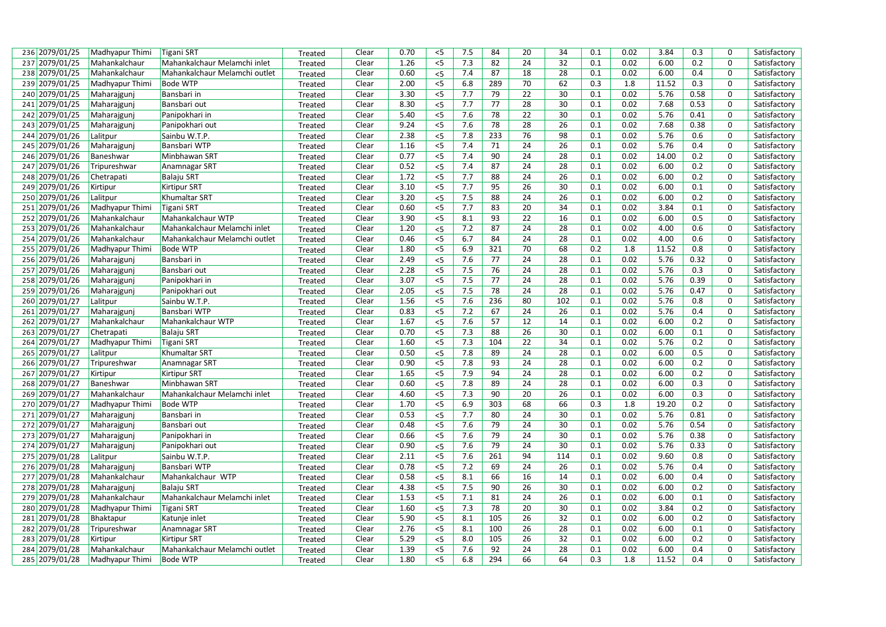| | | | | | | | | | | | | | | | | | |
|---|---|---|---|---|---|---|---|---|---|---|---|---|---|---|---|---|---|
| 236 | 2079/01/25 | Madhyapur Thimi | Tigani SRT | Treated | Clear | 0.70 | <5 | 7.5 | 84 | 20 | 34 | 0.1 | 0.02 | 3.84 | 0.3 | 0 | Satisfactory |
| 237 | 2079/01/25 | Mahankalchaur | Mahankalchaur Melamchi inlet | Treated | Clear | 1.26 | <5 | 7.3 | 82 | 24 | 32 | 0.1 | 0.02 | 6.00 | 0.2 | 0 | Satisfactory |
| 238 | 2079/01/25 | Mahankalchaur | Mahankalchaur Melamchi outlet | Treated | Clear | 0.60 | <5 | 7.4 | 87 | 18 | 28 | 0.1 | 0.02 | 6.00 | 0.4 | 0 | Satisfactory |
| 239 | 2079/01/25 | Madhyapur Thimi | Bode WTP | Treated | Clear | 2.00 | <5 | 6.8 | 289 | 70 | 62 | 0.3 | 1.8 | 11.52 | 0.3 | 0 | Satisfactory |
| 240 | 2079/01/25 | Maharajgunj | Bansbari in | Treated | Clear | 3.30 | <5 | 7.7 | 79 | 22 | 30 | 0.1 | 0.02 | 5.76 | 0.58 | 0 | Satisfactory |
| 241 | 2079/01/25 | Maharajgunj | Bansbari out | Treated | Clear | 8.30 | <5 | 7.7 | 77 | 28 | 30 | 0.1 | 0.02 | 7.68 | 0.53 | 0 | Satisfactory |
| 242 | 2079/01/25 | Maharajgunj | Panipokhari in | Treated | Clear | 5.40 | <5 | 7.6 | 78 | 22 | 30 | 0.1 | 0.02 | 5.76 | 0.41 | 0 | Satisfactory |
| 243 | 2079/01/25 | Maharajgunj | Panipokhari out | Treated | Clear | 9.24 | <5 | 7.6 | 78 | 28 | 26 | 0.1 | 0.02 | 7.68 | 0.38 | 0 | Satisfactory |
| 244 | 2079/01/26 | Lalitpur | Sainbu W.T.P. | Treated | Clear | 2.38 | <5 | 7.8 | 233 | 76 | 98 | 0.1 | 0.02 | 5.76 | 0.6 | 0 | Satisfactory |
| 245 | 2079/01/26 | Maharajgunj | Bansbari WTP | Treated | Clear | 1.16 | <5 | 7.4 | 71 | 24 | 26 | 0.1 | 0.02 | 5.76 | 0.4 | 0 | Satisfactory |
| 246 | 2079/01/26 | Baneshwar | Minbhawan SRT | Treated | Clear | 0.77 | <5 | 7.4 | 90 | 24 | 28 | 0.1 | 0.02 | 14.00 | 0.2 | 0 | Satisfactory |
| 247 | 2079/01/26 | Tripureshwar | Anamnagar SRT | Treated | Clear | 0.52 | <5 | 7.4 | 87 | 24 | 28 | 0.1 | 0.02 | 6.00 | 0.2 | 0 | Satisfactory |
| 248 | 2079/01/26 | Chetrapati | Balaju SRT | Treated | Clear | 1.72 | <5 | 7.7 | 88 | 24 | 26 | 0.1 | 0.02 | 6.00 | 0.2 | 0 | Satisfactory |
| 249 | 2079/01/26 | Kirtipur | Kirtipur SRT | Treated | Clear | 3.10 | <5 | 7.7 | 95 | 26 | 30 | 0.1 | 0.02 | 6.00 | 0.1 | 0 | Satisfactory |
| 250 | 2079/01/26 | Lalitpur | Khumaltar SRT | Treated | Clear | 3.20 | <5 | 7.5 | 88 | 24 | 26 | 0.1 | 0.02 | 6.00 | 0.2 | 0 | Satisfactory |
| 251 | 2079/01/26 | Madhyapur Thimi | Tigani SRT | Treated | Clear | 0.60 | <5 | 7.7 | 83 | 20 | 34 | 0.1 | 0.02 | 3.84 | 0.1 | 0 | Satisfactory |
| 252 | 2079/01/26 | Mahankalchaur | Mahankalchaur WTP | Treated | Clear | 3.90 | <5 | 8.1 | 93 | 22 | 16 | 0.1 | 0.02 | 6.00 | 0.5 | 0 | Satisfactory |
| 253 | 2079/01/26 | Mahankalchaur | Mahankalchaur Melamchi inlet | Treated | Clear | 1.20 | <5 | 7.2 | 87 | 24 | 28 | 0.1 | 0.02 | 4.00 | 0.6 | 0 | Satisfactory |
| 254 | 2079/01/26 | Mahankalchaur | Mahankalchaur Melamchi outlet | Treated | Clear | 0.46 | <5 | 6.7 | 84 | 24 | 28 | 0.1 | 0.02 | 4.00 | 0.6 | 0 | Satisfactory |
| 255 | 2079/01/26 | Madhyapur Thimi | Bode WTP | Treated | Clear | 1.80 | <5 | 6.9 | 321 | 70 | 68 | 0.2 | 1.8 | 11.52 | 0.8 | 0 | Satisfactory |
| 256 | 2079/01/26 | Maharajgunj | Bansbari in | Treated | Clear | 2.49 | <5 | 7.6 | 77 | 24 | 28 | 0.1 | 0.02 | 5.76 | 0.32 | 0 | Satisfactory |
| 257 | 2079/01/26 | Maharajgunj | Bansbari out | Treated | Clear | 2.28 | <5 | 7.5 | 76 | 24 | 28 | 0.1 | 0.02 | 5.76 | 0.3 | 0 | Satisfactory |
| 258 | 2079/01/26 | Maharajgunj | Panipokhari in | Treated | Clear | 3.07 | <5 | 7.5 | 77 | 24 | 28 | 0.1 | 0.02 | 5.76 | 0.39 | 0 | Satisfactory |
| 259 | 2079/01/26 | Maharajgunj | Panipokhari out | Treated | Clear | 2.05 | <5 | 7.5 | 78 | 24 | 28 | 0.1 | 0.02 | 5.76 | 0.47 | 0 | Satisfactory |
| 260 | 2079/01/27 | Lalitpur | Sainbu W.T.P. | Treated | Clear | 1.56 | <5 | 7.6 | 236 | 80 | 102 | 0.1 | 0.02 | 5.76 | 0.8 | 0 | Satisfactory |
| 261 | 2079/01/27 | Maharajgunj | Bansbari WTP | Treated | Clear | 0.83 | <5 | 7.2 | 67 | 24 | 26 | 0.1 | 0.02 | 5.76 | 0.4 | 0 | Satisfactory |
| 262 | 2079/01/27 | Mahankalchaur | Mahankalchaur WTP | Treated | Clear | 1.67 | <5 | 7.6 | 57 | 12 | 14 | 0.1 | 0.02 | 6.00 | 0.2 | 0 | Satisfactory |
| 263 | 2079/01/27 | Chetrapati | Balaju SRT | Treated | Clear | 0.70 | <5 | 7.3 | 88 | 26 | 30 | 0.1 | 0.02 | 6.00 | 0.1 | 0 | Satisfactory |
| 264 | 2079/01/27 | Madhyapur Thimi | Tigani SRT | Treated | Clear | 1.60 | <5 | 7.3 | 104 | 22 | 34 | 0.1 | 0.02 | 5.76 | 0.2 | 0 | Satisfactory |
| 265 | 2079/01/27 | Lalitpur | Khumaltar SRT | Treated | Clear | 0.50 | <5 | 7.8 | 89 | 24 | 28 | 0.1 | 0.02 | 6.00 | 0.5 | 0 | Satisfactory |
| 266 | 2079/01/27 | Tripureshwar | Anamnagar SRT | Treated | Clear | 0.90 | <5 | 7.8 | 93 | 24 | 28 | 0.1 | 0.02 | 6.00 | 0.2 | 0 | Satisfactory |
| 267 | 2079/01/27 | Kirtipur | Kirtipur SRT | Treated | Clear | 1.65 | <5 | 7.9 | 94 | 24 | 28 | 0.1 | 0.02 | 6.00 | 0.2 | 0 | Satisfactory |
| 268 | 2079/01/27 | Baneshwar | Minbhawan SRT | Treated | Clear | 0.60 | <5 | 7.8 | 89 | 24 | 28 | 0.1 | 0.02 | 6.00 | 0.3 | 0 | Satisfactory |
| 269 | 2079/01/27 | Mahankalchaur | Mahankalchaur Melamchi inlet | Treated | Clear | 4.60 | <5 | 7.3 | 90 | 20 | 26 | 0.1 | 0.02 | 6.00 | 0.3 | 0 | Satisfactory |
| 270 | 2079/01/27 | Madhyapur Thimi | Bode WTP | Treated | Clear | 1.70 | <5 | 6.9 | 303 | 68 | 66 | 0.3 | 1.8 | 19.20 | 0.2 | 0 | Satisfactory |
| 271 | 2079/01/27 | Maharajgunj | Bansbari in | Treated | Clear | 0.53 | <5 | 7.7 | 80 | 24 | 30 | 0.1 | 0.02 | 5.76 | 0.81 | 0 | Satisfactory |
| 272 | 2079/01/27 | Maharajgunj | Bansbari out | Treated | Clear | 0.48 | <5 | 7.6 | 79 | 24 | 30 | 0.1 | 0.02 | 5.76 | 0.54 | 0 | Satisfactory |
| 273 | 2079/01/27 | Maharajgunj | Panipokhari in | Treated | Clear | 0.66 | <5 | 7.6 | 79 | 24 | 30 | 0.1 | 0.02 | 5.76 | 0.38 | 0 | Satisfactory |
| 274 | 2079/01/27 | Maharajgunj | Panipokhari out | Treated | Clear | 0.90 | <5 | 7.6 | 79 | 24 | 30 | 0.1 | 0.02 | 5.76 | 0.33 | 0 | Satisfactory |
| 275 | 2079/01/28 | Lalitpur | Sainbu W.T.P. | Treated | Clear | 2.11 | <5 | 7.6 | 261 | 94 | 114 | 0.1 | 0.02 | 9.60 | 0.8 | 0 | Satisfactory |
| 276 | 2079/01/28 | Maharajgunj | Bansbari WTP | Treated | Clear | 0.78 | <5 | 7.2 | 69 | 24 | 26 | 0.1 | 0.02 | 5.76 | 0.4 | 0 | Satisfactory |
| 277 | 2079/01/28 | Mahankalchaur | Mahankalchaur WTP | Treated | Clear | 0.58 | <5 | 8.1 | 66 | 16 | 14 | 0.1 | 0.02 | 6.00 | 0.4 | 0 | Satisfactory |
| 278 | 2079/01/28 | Maharajgunj | Balaju SRT | Treated | Clear | 4.38 | <5 | 7.5 | 90 | 26 | 30 | 0.1 | 0.02 | 6.00 | 0.2 | 0 | Satisfactory |
| 279 | 2079/01/28 | Mahankalchaur | Mahankalchaur Melamchi inlet | Treated | Clear | 1.53 | <5 | 7.1 | 81 | 24 | 26 | 0.1 | 0.02 | 6.00 | 0.1 | 0 | Satisfactory |
| 280 | 2079/01/28 | Madhyapur Thimi | Tigani SRT | Treated | Clear | 1.60 | <5 | 7.3 | 78 | 20 | 30 | 0.1 | 0.02 | 3.84 | 0.2 | 0 | Satisfactory |
| 281 | 2079/01/28 | Bhaktapur | Katunje inlet | Treated | Clear | 5.90 | <5 | 8.1 | 105 | 26 | 32 | 0.1 | 0.02 | 6.00 | 0.2 | 0 | Satisfactory |
| 282 | 2079/01/28 | Tripureshwar | Anamnagar SRT | Treated | Clear | 2.76 | <5 | 8.1 | 100 | 26 | 28 | 0.1 | 0.02 | 6.00 | 0.1 | 0 | Satisfactory |
| 283 | 2079/01/28 | Kirtipur | Kirtipur SRT | Treated | Clear | 5.29 | <5 | 8.0 | 105 | 26 | 32 | 0.1 | 0.02 | 6.00 | 0.2 | 0 | Satisfactory |
| 284 | 2079/01/28 | Mahankalchaur | Mahankalchaur Melamchi outlet | Treated | Clear | 1.39 | <5 | 7.6 | 92 | 24 | 28 | 0.1 | 0.02 | 6.00 | 0.4 | 0 | Satisfactory |
| 285 | 2079/01/28 | Madhyapur Thimi | Bode WTP | Treated | Clear | 1.80 | <5 | 6.8 | 294 | 66 | 64 | 0.3 | 1.8 | 11.52 | 0.4 | 0 | Satisfactory |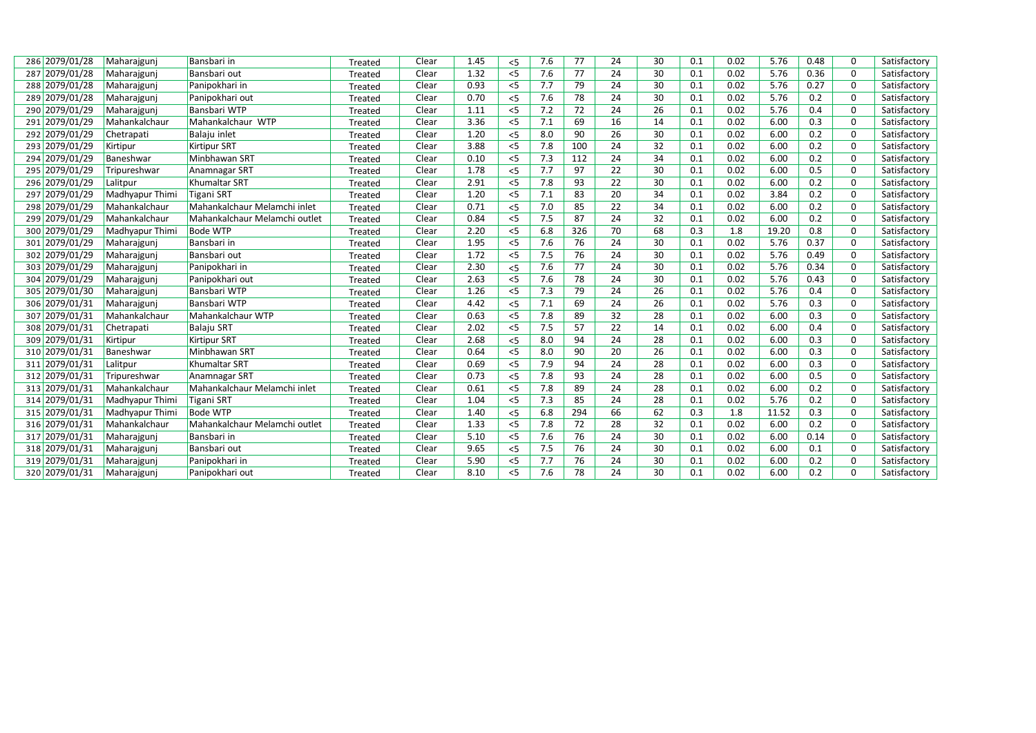| | | | | | | | | | | | | | | | | | |
|---|---|---|---|---|---|---|---|---|---|---|---|---|---|---|---|---|---|
| 286 | 2079/01/28 | Maharajgunj | Bansbari in | Treated | Clear | 1.45 | <5 | 7.6 | 77 | 24 | 30 | 0.1 | 0.02 | 5.76 | 0.48 | 0 | Satisfactory |
| 287 | 2079/01/28 | Maharajgunj | Bansbari out | Treated | Clear | 1.32 | <5 | 7.6 | 77 | 24 | 30 | 0.1 | 0.02 | 5.76 | 0.36 | 0 | Satisfactory |
| 288 | 2079/01/28 | Maharajgunj | Panipokhari in | Treated | Clear | 0.93 | <5 | 7.7 | 79 | 24 | 30 | 0.1 | 0.02 | 5.76 | 0.27 | 0 | Satisfactory |
| 289 | 2079/01/28 | Maharajgunj | Panipokhari out | Treated | Clear | 0.70 | <5 | 7.6 | 78 | 24 | 30 | 0.1 | 0.02 | 5.76 | 0.2 | 0 | Satisfactory |
| 290 | 2079/01/29 | Maharajgunj | Bansbari WTP | Treated | Clear | 1.11 | <5 | 7.2 | 72 | 24 | 26 | 0.1 | 0.02 | 5.76 | 0.4 | 0 | Satisfactory |
| 291 | 2079/01/29 | Mahankalchaur | Mahankalchaur WTP | Treated | Clear | 3.36 | <5 | 7.1 | 69 | 16 | 14 | 0.1 | 0.02 | 6.00 | 0.3 | 0 | Satisfactory |
| 292 | 2079/01/29 | Chetrapati | Balaju inlet | Treated | Clear | 1.20 | <5 | 8.0 | 90 | 26 | 30 | 0.1 | 0.02 | 6.00 | 0.2 | 0 | Satisfactory |
| 293 | 2079/01/29 | Kirtipur | Kirtipur SRT | Treated | Clear | 3.88 | <5 | 7.8 | 100 | 24 | 32 | 0.1 | 0.02 | 6.00 | 0.2 | 0 | Satisfactory |
| 294 | 2079/01/29 | Baneshwar | Minbhawan SRT | Treated | Clear | 0.10 | <5 | 7.3 | 112 | 24 | 34 | 0.1 | 0.02 | 6.00 | 0.2 | 0 | Satisfactory |
| 295 | 2079/01/29 | Tripureshwar | Anamnagar SRT | Treated | Clear | 1.78 | <5 | 7.7 | 97 | 22 | 30 | 0.1 | 0.02 | 6.00 | 0.5 | 0 | Satisfactory |
| 296 | 2079/01/29 | Lalitpur | Khumaltar SRT | Treated | Clear | 2.91 | <5 | 7.8 | 93 | 22 | 30 | 0.1 | 0.02 | 6.00 | 0.2 | 0 | Satisfactory |
| 297 | 2079/01/29 | Madhyapur Thimi | Tigani SRT | Treated | Clear | 1.20 | <5 | 7.1 | 83 | 20 | 34 | 0.1 | 0.02 | 3.84 | 0.2 | 0 | Satisfactory |
| 298 | 2079/01/29 | Mahankalchaur | Mahankalchaur Melamchi inlet | Treated | Clear | 0.71 | <5 | 7.0 | 85 | 22 | 34 | 0.1 | 0.02 | 6.00 | 0.2 | 0 | Satisfactory |
| 299 | 2079/01/29 | Mahankalchaur | Mahankalchaur Melamchi outlet | Treated | Clear | 0.84 | <5 | 7.5 | 87 | 24 | 32 | 0.1 | 0.02 | 6.00 | 0.2 | 0 | Satisfactory |
| 300 | 2079/01/29 | Madhyapur Thimi | Bode WTP | Treated | Clear | 2.20 | <5 | 6.8 | 326 | 70 | 68 | 0.3 | 1.8 | 19.20 | 0.8 | 0 | Satisfactory |
| 301 | 2079/01/29 | Maharajgunj | Bansbari in | Treated | Clear | 1.95 | <5 | 7.6 | 76 | 24 | 30 | 0.1 | 0.02 | 5.76 | 0.37 | 0 | Satisfactory |
| 302 | 2079/01/29 | Maharajgunj | Bansbari out | Treated | Clear | 1.72 | <5 | 7.5 | 76 | 24 | 30 | 0.1 | 0.02 | 5.76 | 0.49 | 0 | Satisfactory |
| 303 | 2079/01/29 | Maharajgunj | Panipokhari in | Treated | Clear | 2.30 | <5 | 7.6 | 77 | 24 | 30 | 0.1 | 0.02 | 5.76 | 0.34 | 0 | Satisfactory |
| 304 | 2079/01/29 | Maharajgunj | Panipokhari out | Treated | Clear | 2.63 | <5 | 7.6 | 78 | 24 | 30 | 0.1 | 0.02 | 5.76 | 0.43 | 0 | Satisfactory |
| 305 | 2079/01/30 | Maharajgunj | Bansbari WTP | Treated | Clear | 1.26 | <5 | 7.3 | 79 | 24 | 26 | 0.1 | 0.02 | 5.76 | 0.4 | 0 | Satisfactory |
| 306 | 2079/01/31 | Maharajgunj | Bansbari WTP | Treated | Clear | 4.42 | <5 | 7.1 | 69 | 24 | 26 | 0.1 | 0.02 | 5.76 | 0.3 | 0 | Satisfactory |
| 307 | 2079/01/31 | Mahankalchaur | Mahankalchaur WTP | Treated | Clear | 0.63 | <5 | 7.8 | 89 | 32 | 28 | 0.1 | 0.02 | 6.00 | 0.3 | 0 | Satisfactory |
| 308 | 2079/01/31 | Chetrapati | Balaju SRT | Treated | Clear | 2.02 | <5 | 7.5 | 57 | 22 | 14 | 0.1 | 0.02 | 6.00 | 0.4 | 0 | Satisfactory |
| 309 | 2079/01/31 | Kirtipur | Kirtipur SRT | Treated | Clear | 2.68 | <5 | 8.0 | 94 | 24 | 28 | 0.1 | 0.02 | 6.00 | 0.3 | 0 | Satisfactory |
| 310 | 2079/01/31 | Baneshwar | Minbhawan SRT | Treated | Clear | 0.64 | <5 | 8.0 | 90 | 20 | 26 | 0.1 | 0.02 | 6.00 | 0.3 | 0 | Satisfactory |
| 311 | 2079/01/31 | Lalitpur | Khumaltar SRT | Treated | Clear | 0.69 | <5 | 7.9 | 94 | 24 | 28 | 0.1 | 0.02 | 6.00 | 0.3 | 0 | Satisfactory |
| 312 | 2079/01/31 | Tripureshwar | Anamnagar SRT | Treated | Clear | 0.73 | <5 | 7.8 | 93 | 24 | 28 | 0.1 | 0.02 | 6.00 | 0.5 | 0 | Satisfactory |
| 313 | 2079/01/31 | Mahankalchaur | Mahankalchaur Melamchi inlet | Treated | Clear | 0.61 | <5 | 7.8 | 89 | 24 | 28 | 0.1 | 0.02 | 6.00 | 0.2 | 0 | Satisfactory |
| 314 | 2079/01/31 | Madhyapur Thimi | Tigani SRT | Treated | Clear | 1.04 | <5 | 7.3 | 85 | 24 | 28 | 0.1 | 0.02 | 5.76 | 0.2 | 0 | Satisfactory |
| 315 | 2079/01/31 | Madhyapur Thimi | Bode WTP | Treated | Clear | 1.40 | <5 | 6.8 | 294 | 66 | 62 | 0.3 | 1.8 | 11.52 | 0.3 | 0 | Satisfactory |
| 316 | 2079/01/31 | Mahankalchaur | Mahankalchaur Melamchi outlet | Treated | Clear | 1.33 | <5 | 7.8 | 72 | 28 | 32 | 0.1 | 0.02 | 6.00 | 0.2 | 0 | Satisfactory |
| 317 | 2079/01/31 | Maharajgunj | Bansbari in | Treated | Clear | 5.10 | <5 | 7.6 | 76 | 24 | 30 | 0.1 | 0.02 | 6.00 | 0.14 | 0 | Satisfactory |
| 318 | 2079/01/31 | Maharajgunj | Bansbari out | Treated | Clear | 9.65 | <5 | 7.5 | 76 | 24 | 30 | 0.1 | 0.02 | 6.00 | 0.1 | 0 | Satisfactory |
| 319 | 2079/01/31 | Maharajgunj | Panipokhari in | Treated | Clear | 5.90 | <5 | 7.7 | 76 | 24 | 30 | 0.1 | 0.02 | 6.00 | 0.2 | 0 | Satisfactory |
| 320 | 2079/01/31 | Maharajgunj | Panipokhari out | Treated | Clear | 8.10 | <5 | 7.6 | 78 | 24 | 30 | 0.1 | 0.02 | 6.00 | 0.2 | 0 | Satisfactory |